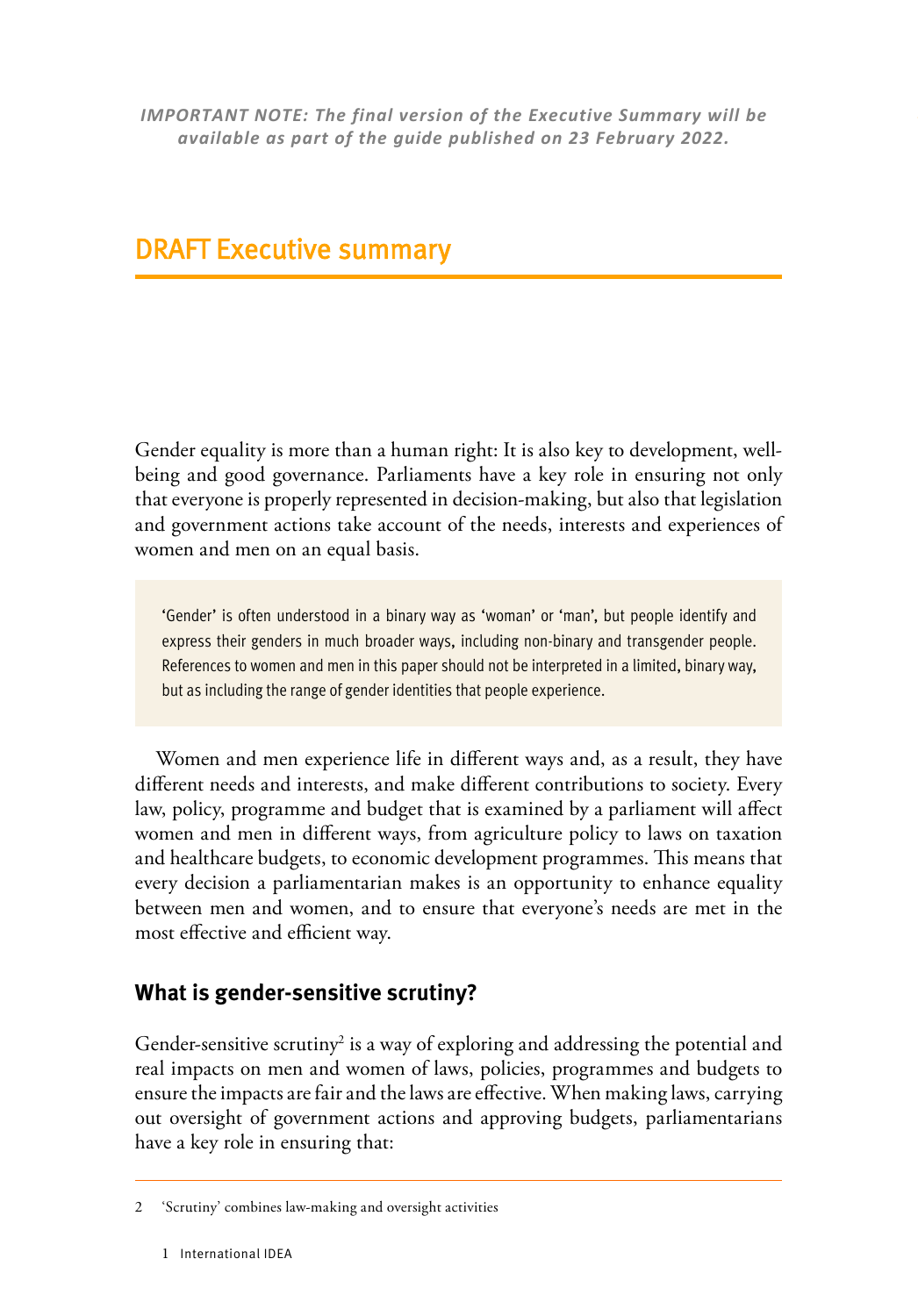*IMPORTANT NOTE: The final version of the Executive Summary will be available as part of the guide published on 23 February 2022.*

# DRAFT Executive summary

Gender equality is more than a human right: It is also key to development, well-being and good governance. Parliaments have a key role in ensuring not only that everyone is properly represented in decision-making, but also that legislation and government actions take account of the needs, interests and experiences of women and men on an equal basis.

> 'Gender' is often understood in a binary way as 'woman' or 'man', but people identify and express their genders in much broader ways, including non-binary and transgender people. References to women and men in this paper should not be interpreted in a limited, binary way, but as including the range of gender identities that people experience.

Women and men experience life in different ways and, as a result, they have different needs and interests, and make different contributions to society. Every law, policy, programme and budget that is examined by a parliament will affect women and men in different ways, from agriculture policy to laws on taxation and healthcare budgets, to economic development programmes. This means that every decision a parliamentarian makes is an opportunity to enhance equality between men and women, and to ensure that everyone's needs are met in the most effective and efficient way.

## What is gender-sensitive scrutiny?

Gender-sensitive scrutiny[2] is a way of exploring and addressing the potential and real impacts on men and women of laws, policies, programmes and budgets to ensure the impacts are fair and the laws are effective. When making laws, carrying out oversight of government actions and approving budgets, parliamentarians have a key role in ensuring that:

---

2 'Scrutiny' combines law-making and oversight activities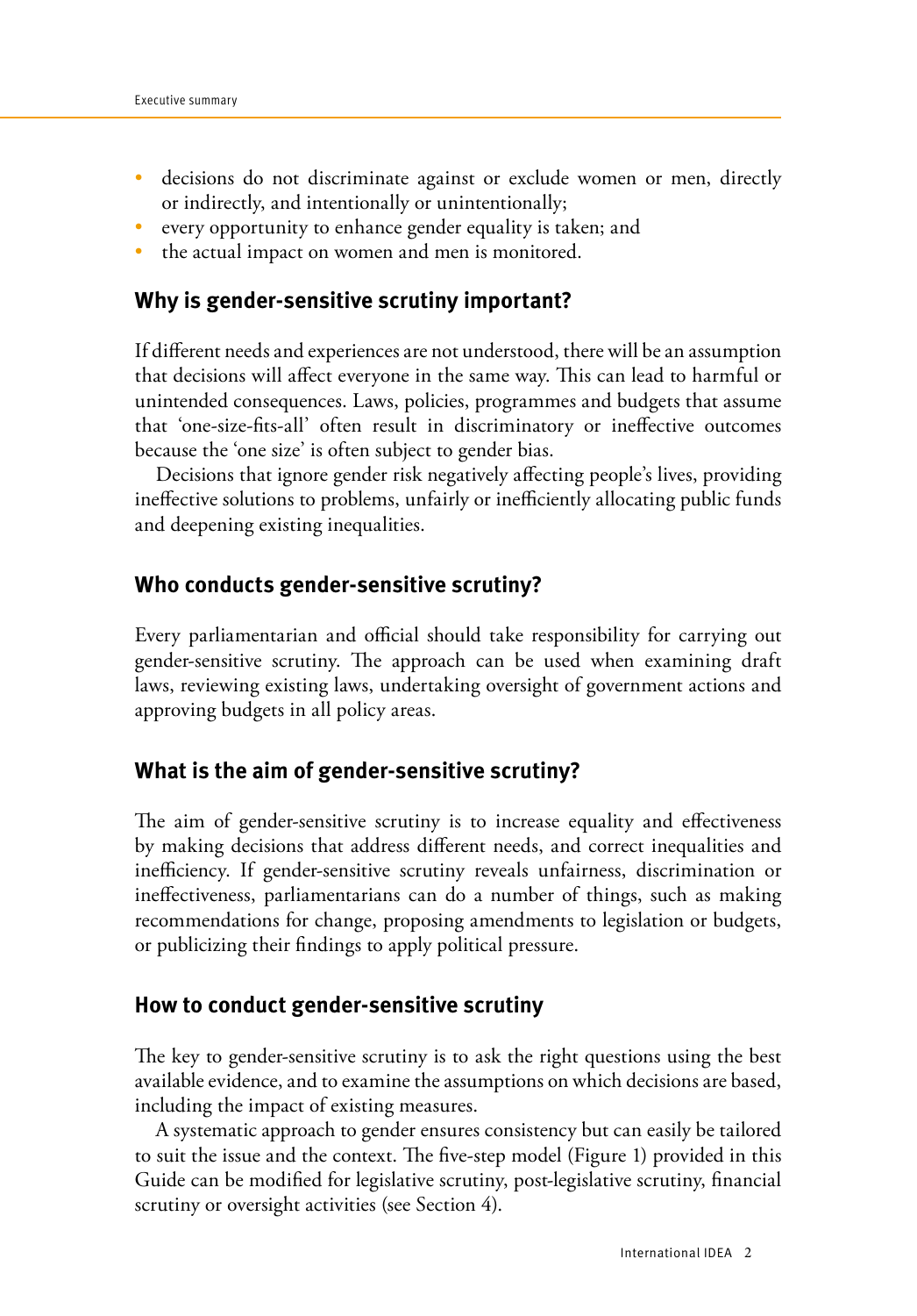- decisions do not discriminate against or exclude women or men, directly or indirectly, and intentionally or unintentionally;
- every opportunity to enhance gender equality is taken; and
- the actual impact on women and men is monitored.

## Why is gender-sensitive scrutiny important?

If different needs and experiences are not understood, there will be an assumption that decisions will affect everyone in the same way. This can lead to harmful or unintended consequences. Laws, policies, programmes and budgets that assume that 'one-size-fits-all' often result in discriminatory or ineffective outcomes because the 'one size' is often subject to gender bias.

Decisions that ignore gender risk negatively affecting people's lives, providing ineffective solutions to problems, unfairly or inefficiently allocating public funds and deepening existing inequalities.

## Who conducts gender-sensitive scrutiny?

Every parliamentarian and official should take responsibility for carrying out gender-sensitive scrutiny. The approach can be used when examining draft laws, reviewing existing laws, undertaking oversight of government actions and approving budgets in all policy areas.

## What is the aim of gender-sensitive scrutiny?

The aim of gender-sensitive scrutiny is to increase equality and effectiveness by making decisions that address different needs, and correct inequalities and inefficiency. If gender-sensitive scrutiny reveals unfairness, discrimination or ineffectiveness, parliamentarians can do a number of things, such as making recommendations for change, proposing amendments to legislation or budgets, or publicizing their findings to apply political pressure.

## How to conduct gender-sensitive scrutiny

The key to gender-sensitive scrutiny is to ask the right questions using the best available evidence, and to examine the assumptions on which decisions are based, including the impact of existing measures.

A systematic approach to gender ensures consistency but can easily be tailored to suit the issue and the context. The five-step model (Figure 1) provided in this Guide can be modified for legislative scrutiny, post-legislative scrutiny, financial scrutiny or oversight activities (see Section 4).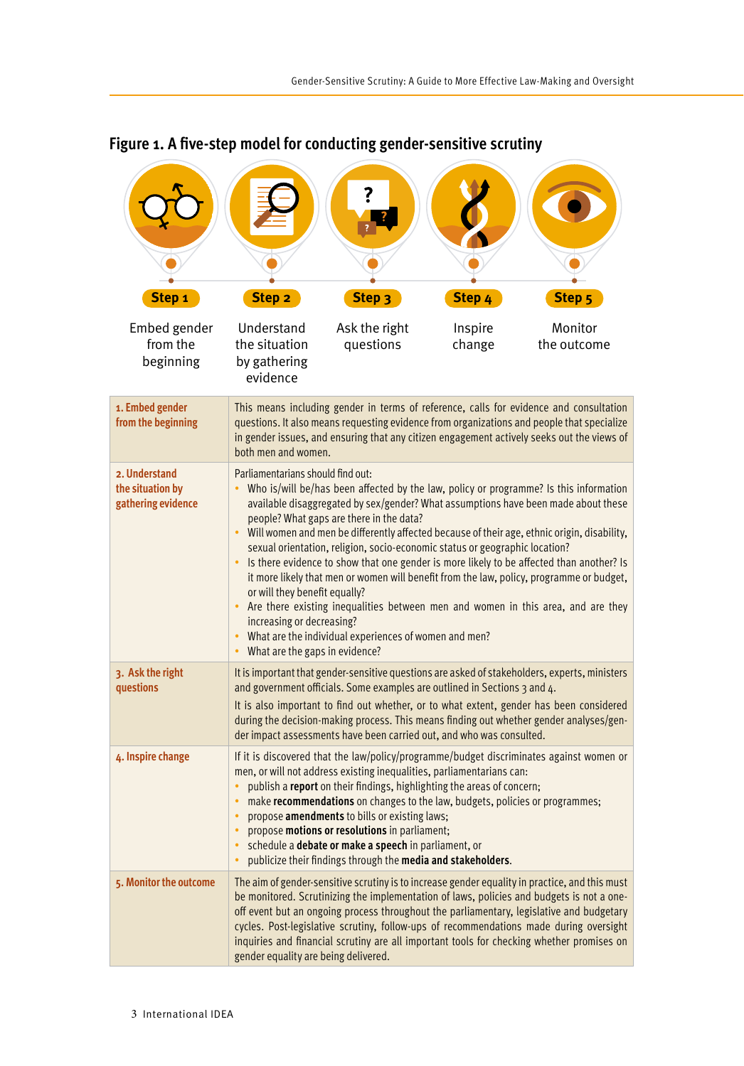## Figure 1. A five-step model for conducting gender-sensitive scrutiny

**Step 1** Embed gender from the beginning

**Step 2** Understand the situation by gathering evidence

**Step 3** Ask the right questions

**Step 4** Inspire change

**Step 5** Monitor the outcome

| | |
|---|---|
| **1. Embed gender from the beginning** | This means including gender in terms of reference, calls for evidence and consultation questions. It also means requesting evidence from organizations and people that specialize in gender issues, and ensuring that any citizen engagement actively seeks out the views of both men and women. |
| **2. Understand the situation by gathering evidence** | Parliamentarians should find out:<br>• Who is/will be/has been affected by the law, policy or programme? Is this information available disaggregated by sex/gender? What assumptions have been made about these people? What gaps are there in the data?<br>• Will women and men be differently affected because of their age, ethnic origin, disability, sexual orientation, religion, socio-economic status or geographic location?<br>• Is there evidence to show that one gender is more likely to be affected than another? Is it more likely that men or women will benefit from the law, policy, programme or budget, or will they benefit equally?<br>• Are there existing inequalities between men and women in this area, and are they increasing or decreasing?<br>• What are the individual experiences of women and men?<br>• What are the gaps in evidence? |
| **3. Ask the right questions** | It is important that gender-sensitive questions are asked of stakeholders, experts, ministers and government officials. Some examples are outlined in Sections 3 and 4.<br>It is also important to find out whether, or to what extent, gender has been considered during the decision-making process. This means finding out whether gender analyses/gender impact assessments have been carried out, and who was consulted. |
| **4. Inspire change** | If it is discovered that the law/policy/programme/budget discriminates against women or men, or will not address existing inequalities, parliamentarians can:<br>• publish a **report** on their findings, highlighting the areas of concern;<br>• make **recommendations** on changes to the law, budgets, policies or programmes;<br>• propose **amendments** to bills or existing laws;<br>• propose **motions or resolutions** in parliament;<br>• schedule a **debate or make a speech** in parliament, or<br>• publicize their findings through the **media and stakeholders**. |
| **5. Monitor the outcome** | The aim of gender-sensitive scrutiny is to increase gender equality in practice, and this must be monitored. Scrutinizing the implementation of laws, policies and budgets is not a one-off event but an ongoing process throughout the parliamentary, legislative and budgetary cycles. Post-legislative scrutiny, follow-ups of recommendations made during oversight inquiries and financial scrutiny are all important tools for checking whether promises on gender equality are being delivered. |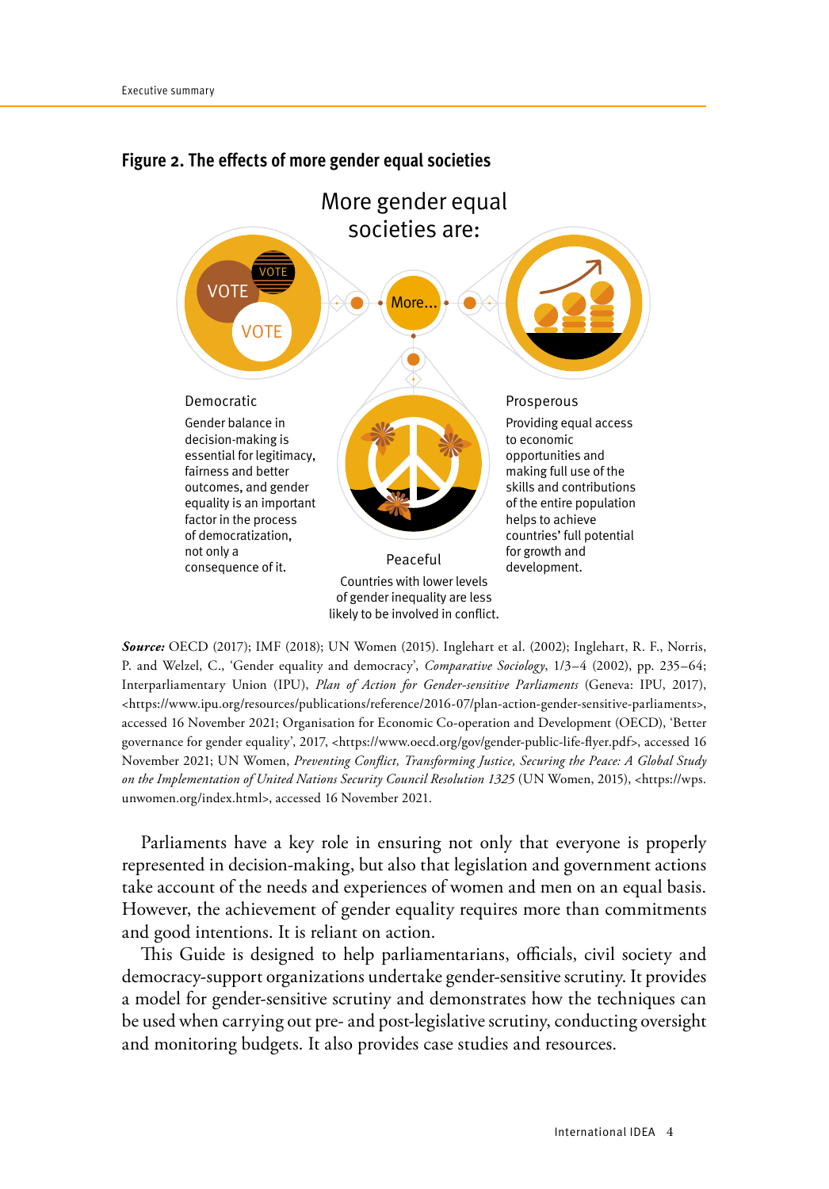**Figure 2. The effects of more gender equal societies**

More gender equal societies are:

More...

VOTE

VOTE

VOTE

Democratic

Gender balance in decision-making is essential for legitimacy, fairness and better outcomes, and gender equality is an important factor in the process of democratization, not only a consequence of it.

Peaceful

Countries with lower levels of gender inequality are less likely to be involved in conflict.

Prosperous

Providing equal access to economic opportunities and making full use of the skills and contributions of the entire population helps to achieve countries' full potential for growth and development.

***Source:*** OECD (2017); IMF (2018); UN Women (2015). Inglehart et al. (2002); Inglehart, R. F., Norris, P. and Welzel, C., 'Gender equality and democracy', *Comparative Sociology*, 1/3–4 (2002), pp. 235–64; Interparliamentary Union (IPU), *Plan of Action for Gender-sensitive Parliaments* (Geneva: IPU, 2017), <https://www.ipu.org/resources/publications/reference/2016-07/plan-action-gender-sensitive-parliaments>, accessed 16 November 2021; Organisation for Economic Co-operation and Development (OECD), 'Better governance for gender equality', 2017, <https://www.oecd.org/gov/gender-public-life-flyer.pdf>, accessed 16 November 2021; UN Women, *Preventing Conflict, Transforming Justice, Securing the Peace: A Global Study on the Implementation of United Nations Security Council Resolution 1325* (UN Women, 2015), <https://wps.unwomen.org/index.html>, accessed 16 November 2021.

Parliaments have a key role in ensuring not only that everyone is properly represented in decision-making, but also that legislation and government actions take account of the needs and experiences of women and men on an equal basis. However, the achievement of gender equality requires more than commitments and good intentions. It is reliant on action.

This Guide is designed to help parliamentarians, officials, civil society and democracy-support organizations undertake gender-sensitive scrutiny. It provides a model for gender-sensitive scrutiny and demonstrates how the techniques can be used when carrying out pre- and post-legislative scrutiny, conducting oversight and monitoring budgets. It also provides case studies and resources.